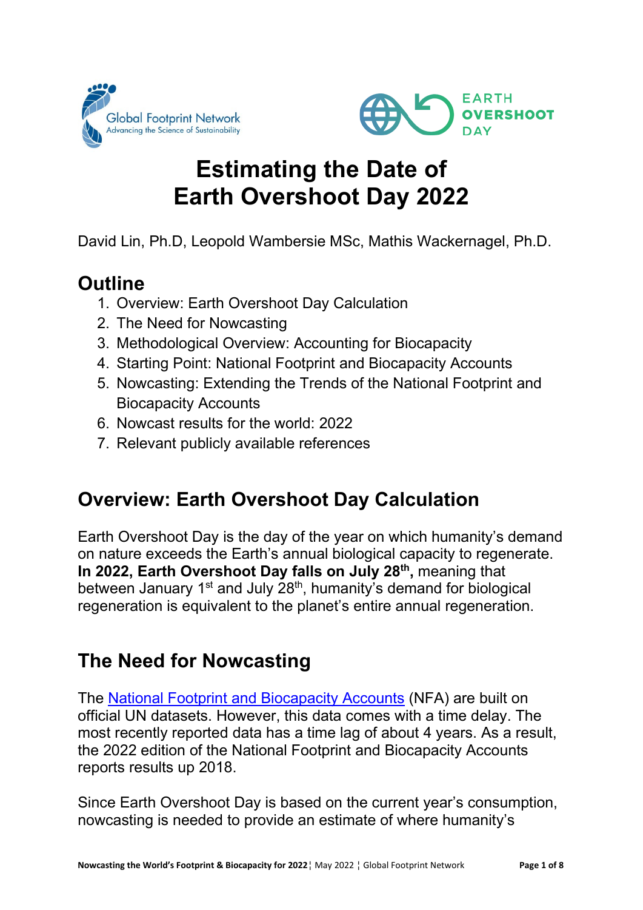# Estimating the Date of Earth Overshoot Day 2022

David Lin, Ph.D, Leopold Wambersie MSc, Mathis Wackernagel, Ph.D.

## Outline

1. Overview: Earth Overshoot Day Calculation
2. The Need for Nowcasting
3. Methodological Overview: Accounting for Biocapacity
4. Starting Point: National Footprint and Biocapacity Accounts
5. Nowcasting: Extending the Trends of the National Footprint and Biocapacity Accounts
6. Nowcast results for the world: 2022
7. Relevant publicly available references

## Overview: Earth Overshoot Day Calculation

Earth Overshoot Day is the day of the year on which humanity's demand on nature exceeds the Earth's annual biological capacity to regenerate. **In 2022, Earth Overshoot Day falls on July 28th,** meaning that between January 1st and July 28th, humanity's demand for biological regeneration is equivalent to the planet's entire annual regeneration.

## The Need for Nowcasting

The National Footprint and Biocapacity Accounts (NFA) are built on official UN datasets. However, this data comes with a time delay. The most recently reported data has a time lag of about 4 years. As a result, the 2022 edition of the National Footprint and Biocapacity Accounts reports results up 2018.

Since Earth Overshoot Day is based on the current year's consumption, nowcasting is needed to provide an estimate of where humanity's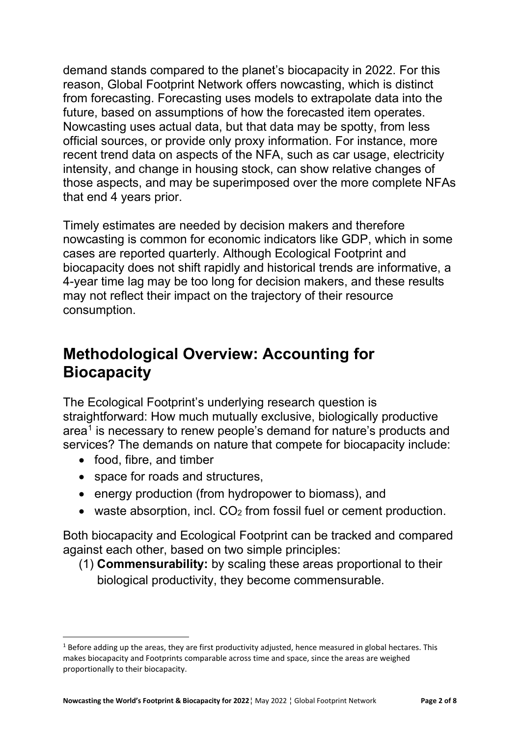demand stands compared to the planet's biocapacity in 2022. For this reason, Global Footprint Network offers nowcasting, which is distinct from forecasting. Forecasting uses models to extrapolate data into the future, based on assumptions of how the forecasted item operates. Nowcasting uses actual data, but that data may be spotty, from less official sources, or provide only proxy information. For instance, more recent trend data on aspects of the NFA, such as car usage, electricity intensity, and change in housing stock, can show relative changes of those aspects, and may be superimposed over the more complete NFAs that end 4 years prior.

Timely estimates are needed by decision makers and therefore nowcasting is common for economic indicators like GDP, which in some cases are reported quarterly. Although Ecological Footprint and biocapacity does not shift rapidly and historical trends are informative, a 4-year time lag may be too long for decision makers, and these results may not reflect their impact on the trajectory of their resource consumption.

## Methodological Overview: Accounting for Biocapacity

The Ecological Footprint's underlying research question is straightforward: How much mutually exclusive, biologically productive area[1] is necessary to renew people's demand for nature's products and services? The demands on nature that compete for biocapacity include:

- food, fibre, and timber
- space for roads and structures,
- energy production (from hydropower to biomass), and
- waste absorption, incl. $CO_2$ from fossil fuel or cement production.

Both biocapacity and Ecological Footprint can be tracked and compared against each other, based on two simple principles:

(1) **Commensurability:** by scaling these areas proportional to their biological productivity, they become commensurable.

---

[1] Before adding up the areas, they are first productivity adjusted, hence measured in global hectares. This makes biocapacity and Footprints comparable across time and space, since the areas are weighed proportionally to their biocapacity.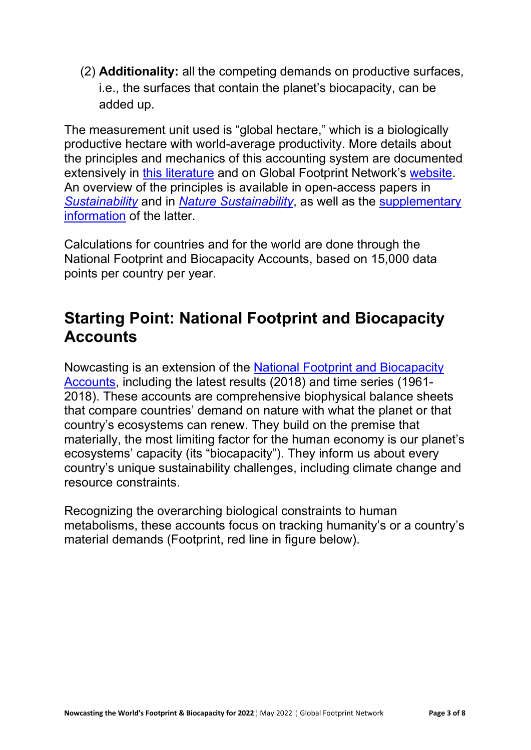(2) **Additionality:** all the competing demands on productive surfaces, i.e., the surfaces that contain the planet's biocapacity, can be added up.

The measurement unit used is "global hectare," which is a biologically productive hectare with world-average productivity. More details about the principles and mechanics of this accounting system are documented extensively in this literature and on Global Footprint Network's website. An overview of the principles is available in open-access papers in *Sustainability* and in *Nature Sustainability*, as well as the supplementary information of the latter.

Calculations for countries and for the world are done through the National Footprint and Biocapacity Accounts, based on 15,000 data points per country per year.

## Starting Point: National Footprint and Biocapacity Accounts

Nowcasting is an extension of the National Footprint and Biocapacity Accounts, including the latest results (2018) and time series (1961-2018). These accounts are comprehensive biophysical balance sheets that compare countries' demand on nature with what the planet or that country's ecosystems can renew. They build on the premise that materially, the most limiting factor for the human economy is our planet's ecosystems' capacity (its "biocapacity"). They inform us about every country's unique sustainability challenges, including climate change and resource constraints.

Recognizing the overarching biological constraints to human metabolisms, these accounts focus on tracking humanity's or a country's material demands (Footprint, red line in figure below).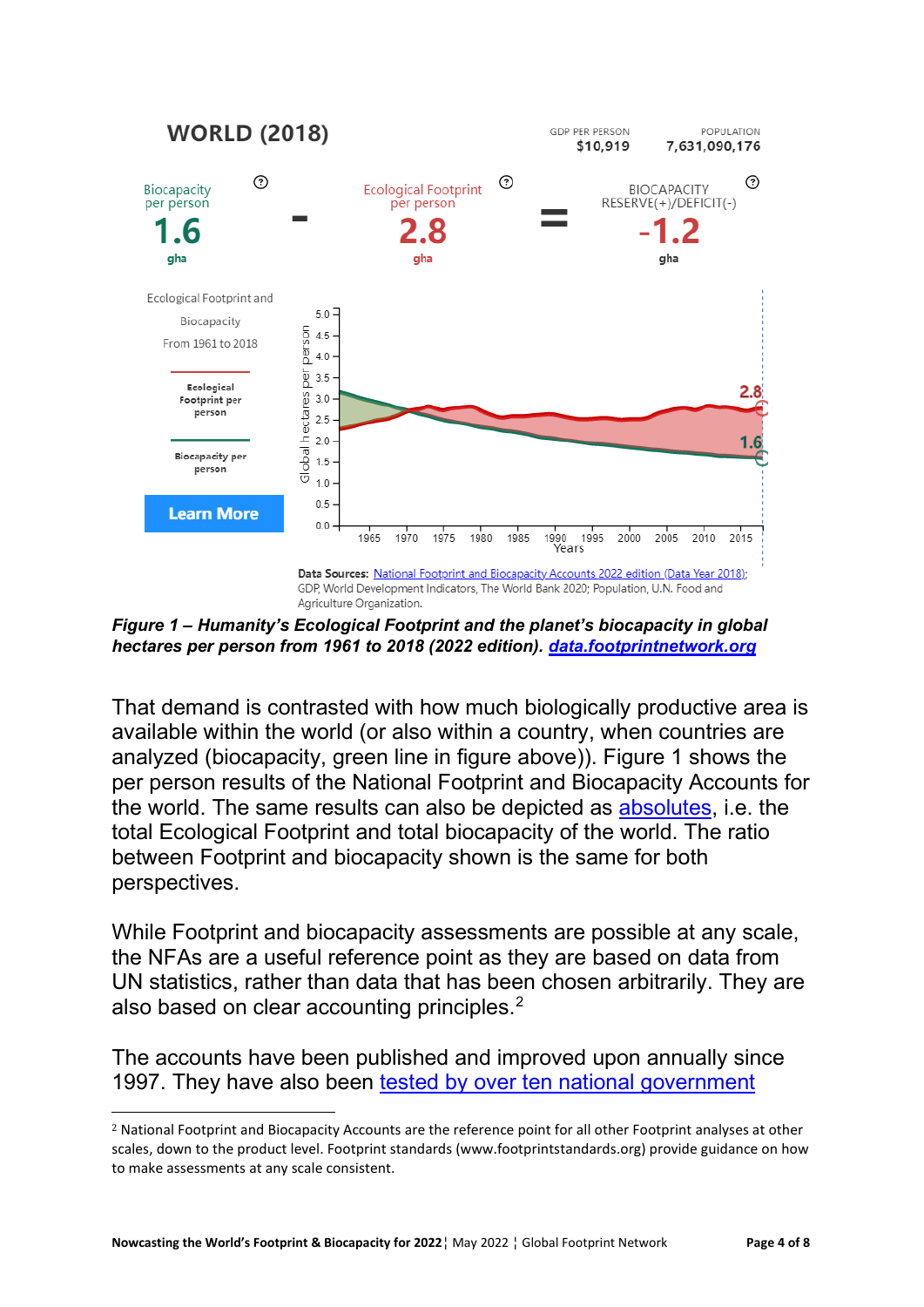WORLD (2018)

GDP PER PERSON $10,919 | POPULATION 7,631,090,176

Biocapacity per person 1.6 gha − Ecological Footprint per person 2.8 gha = BIOCAPACITY RESERVE(+)/DEFICIT(-) -1.2 gha

Ecological Footprint and Biocapacity From 1961 to 2018

Ecological Footprint per person

Biocapacity per person

Learn More

Data Sources: National Footprint and Biocapacity Accounts 2022 edition (Data Year 2018); GDP, World Development Indicators, The World Bank 2020; Population, U.N. Food and Agriculture Organization.

***Figure 1 – Humanity's Ecological Footprint and the planet's biocapacity in global hectares per person from 1961 to 2018 (2022 edition). [data.footprintnetwork.org](data.footprintnetwork.org)***

That demand is contrasted with how much biologically productive area is available within the world (or also within a country, when countries are analyzed (biocapacity, green line in figure above)). Figure 1 shows the per person results of the National Footprint and Biocapacity Accounts for the world. The same results can also be depicted as absolutes, i.e. the total Ecological Footprint and total biocapacity of the world. The ratio between Footprint and biocapacity shown is the same for both perspectives.

While Footprint and biocapacity assessments are possible at any scale, the NFAs are a useful reference point as they are based on data from UN statistics, rather than data that has been chosen arbitrarily. They are also based on clear accounting principles.[2]

The accounts have been published and improved upon annually since 1997. They have also been tested by over ten national government

[2] National Footprint and Biocapacity Accounts are the reference point for all other Footprint analyses at other scales, down to the product level. Footprint standards (www.footprintstandards.org) provide guidance on how to make assessments at any scale consistent.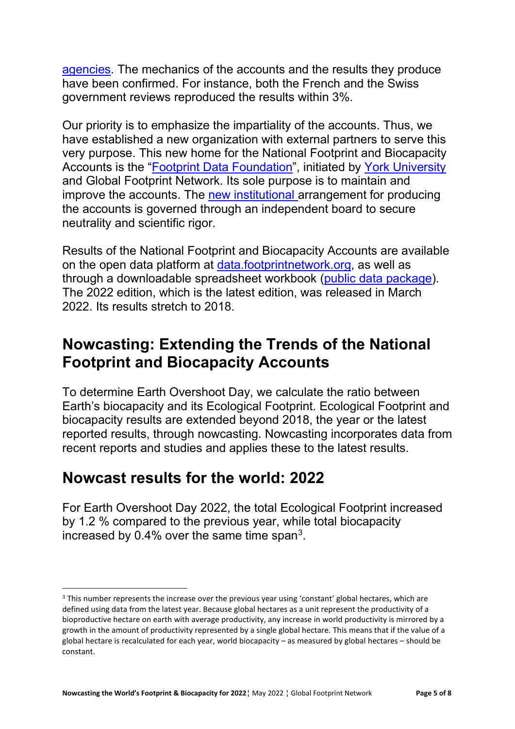agencies. The mechanics of the accounts and the results they produce have been confirmed. For instance, both the French and the Swiss government reviews reproduced the results within 3%.

Our priority is to emphasize the impartiality of the accounts. Thus, we have established a new organization with external partners to serve this very purpose. This new home for the National Footprint and Biocapacity Accounts is the "Footprint Data Foundation", initiated by York University and Global Footprint Network. Its sole purpose is to maintain and improve the accounts. The new institutional arrangement for producing the accounts is governed through an independent board to secure neutrality and scientific rigor.

Results of the National Footprint and Biocapacity Accounts are available on the open data platform at data.footprintnetwork.org, as well as through a downloadable spreadsheet workbook (public data package). The 2022 edition, which is the latest edition, was released in March 2022. Its results stretch to 2018.

## Nowcasting: Extending the Trends of the National Footprint and Biocapacity Accounts

To determine Earth Overshoot Day, we calculate the ratio between Earth's biocapacity and its Ecological Footprint. Ecological Footprint and biocapacity results are extended beyond 2018, the year or the latest reported results, through nowcasting. Nowcasting incorporates data from recent reports and studies and applies these to the latest results.

## Nowcast results for the world: 2022

For Earth Overshoot Day 2022, the total Ecological Footprint increased by 1.2 % compared to the previous year, while total biocapacity increased by 0.4% over the same time span[3].

[3] This number represents the increase over the previous year using 'constant' global hectares, which are defined using data from the latest year. Because global hectares as a unit represent the productivity of a bioproductive hectare on earth with average productivity, any increase in world productivity is mirrored by a growth in the amount of productivity represented by a single global hectare. This means that if the value of a global hectare is recalculated for each year, world biocapacity – as measured by global hectares – should be constant.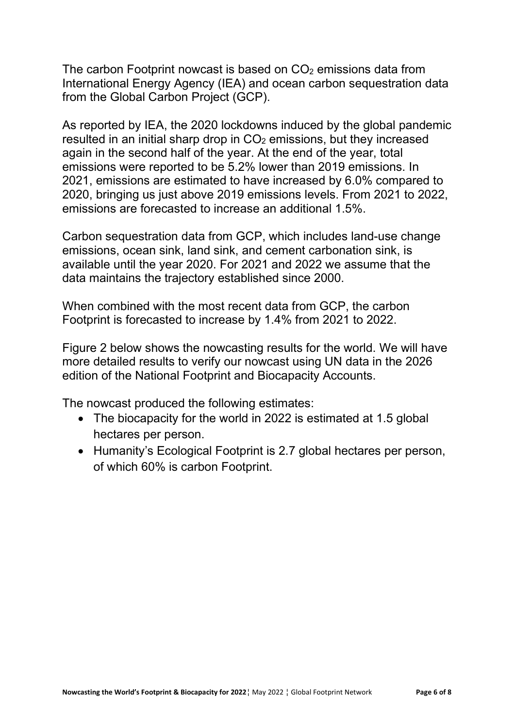The carbon Footprint nowcast is based on $CO_2$ emissions data from International Energy Agency (IEA) and ocean carbon sequestration data from the Global Carbon Project (GCP).

As reported by IEA, the 2020 lockdowns induced by the global pandemic resulted in an initial sharp drop in $CO_2$ emissions, but they increased again in the second half of the year. At the end of the year, total emissions were reported to be 5.2% lower than 2019 emissions. In 2021, emissions are estimated to have increased by 6.0% compared to 2020, bringing us just above 2019 emissions levels. From 2021 to 2022, emissions are forecasted to increase an additional 1.5%.

Carbon sequestration data from GCP, which includes land-use change emissions, ocean sink, land sink, and cement carbonation sink, is available until the year 2020. For 2021 and 2022 we assume that the data maintains the trajectory established since 2000.

When combined with the most recent data from GCP, the carbon Footprint is forecasted to increase by 1.4% from 2021 to 2022.

Figure 2 below shows the nowcasting results for the world. We will have more detailed results to verify our nowcast using UN data in the 2026 edition of the National Footprint and Biocapacity Accounts.

The nowcast produced the following estimates:

- The biocapacity for the world in 2022 is estimated at 1.5 global hectares per person.
- Humanity's Ecological Footprint is 2.7 global hectares per person, of which 60% is carbon Footprint.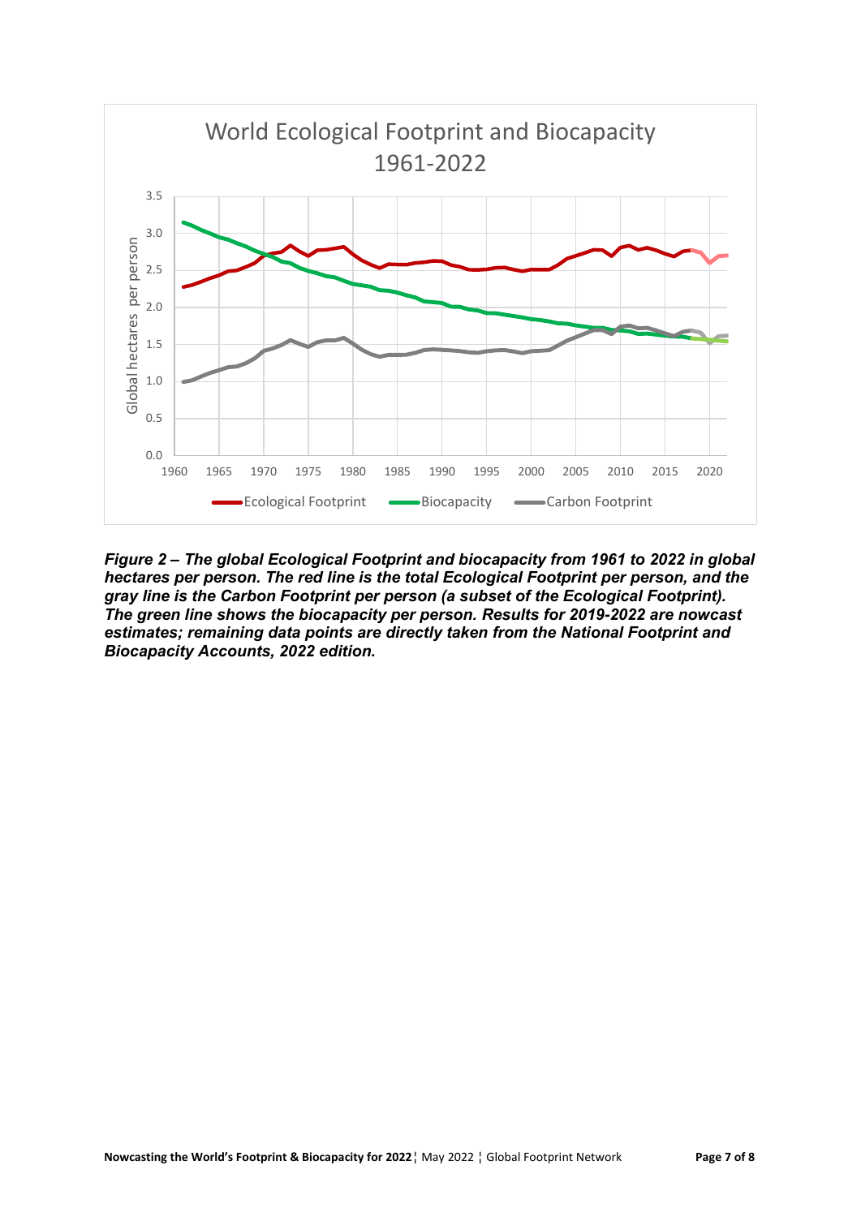*Figure 2 – The global Ecological Footprint and biocapacity from 1961 to 2022 in global hectares per person. The red line is the total Ecological Footprint per person, and the gray line is the Carbon Footprint per person (a subset of the Ecological Footprint). The green line shows the biocapacity per person. Results for 2019-2022 are nowcast estimates; remaining data points are directly taken from the National Footprint and Biocapacity Accounts, 2022 edition.*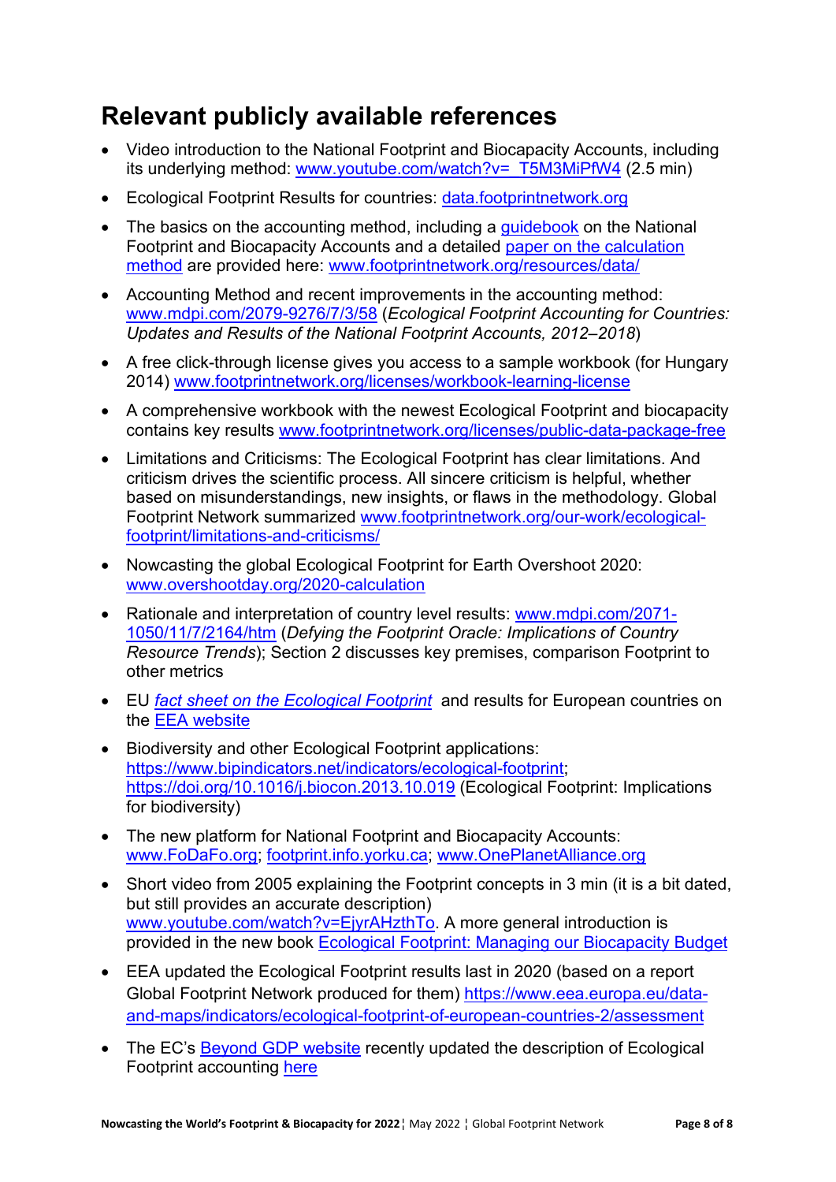## Relevant publicly available references

- Video introduction to the National Footprint and Biocapacity Accounts, including its underlying method: [www.youtube.com/watch?v=_T5M3MiPfW4](www.youtube.com/watch?v=_T5M3MiPfW4) (2.5 min)
- Ecological Footprint Results for countries: [data.footprintnetwork.org](data.footprintnetwork.org)
- The basics on the accounting method, including a guidebook on the National Footprint and Biocapacity Accounts and a detailed paper on the calculation method are provided here: [www.footprintnetwork.org/resources/data/](www.footprintnetwork.org/resources/data/)
- Accounting Method and recent improvements in the accounting method: [www.mdpi.com/2079-9276/7/3/58](www.mdpi.com/2079-9276/7/3/58) (*Ecological Footprint Accounting for Countries: Updates and Results of the National Footprint Accounts, 2012–2018*)
- A free click-through license gives you access to a sample workbook (for Hungary 2014) [www.footprintnetwork.org/licenses/workbook-learning-license](www.footprintnetwork.org/licenses/workbook-learning-license)
- A comprehensive workbook with the newest Ecological Footprint and biocapacity contains key results [www.footprintnetwork.org/licenses/public-data-package-free](www.footprintnetwork.org/licenses/public-data-package-free)
- Limitations and Criticisms: The Ecological Footprint has clear limitations. And criticism drives the scientific process. All sincere criticism is helpful, whether based on misunderstandings, new insights, or flaws in the methodology. Global Footprint Network summarized [www.footprintnetwork.org/our-work/ecological-footprint/limitations-and-criticisms/](www.footprintnetwork.org/our-work/ecological-footprint/limitations-and-criticisms/)
- Nowcasting the global Ecological Footprint for Earth Overshoot 2020: [www.overshootday.org/2020-calculation](www.overshootday.org/2020-calculation)
- Rationale and interpretation of country level results: [www.mdpi.com/2071-1050/11/7/2164/htm](www.mdpi.com/2071-1050/11/7/2164/htm) (*Defying the Footprint Oracle: Implications of Country Resource Trends*); Section 2 discusses key premises, comparison Footprint to other metrics
- EU *fact sheet on the Ecological Footprint* and results for European countries on the EEA website
- Biodiversity and other Ecological Footprint applications: [https://www.bipindicators.net/indicators/ecological-footprint](https://www.bipindicators.net/indicators/ecological-footprint); [https://doi.org/10.1016/j.biocon.2013.10.019](https://doi.org/10.1016/j.biocon.2013.10.019) (Ecological Footprint: Implications for biodiversity)
- The new platform for National Footprint and Biocapacity Accounts: [www.FoDaFo.org](www.FoDaFo.org); [footprint.info.yorku.ca](footprint.info.yorku.ca); [www.OnePlanetAlliance.org](www.OnePlanetAlliance.org)
- Short video from 2005 explaining the Footprint concepts in 3 min (it is a bit dated, but still provides an accurate description) [www.youtube.com/watch?v=EjyrAHzthTo](www.youtube.com/watch?v=EjyrAHzthTo). A more general introduction is provided in the new book Ecological Footprint: Managing our Biocapacity Budget
- EEA updated the Ecological Footprint results last in 2020 (based on a report Global Footprint Network produced for them) [https://www.eea.europa.eu/data-and-maps/indicators/ecological-footprint-of-european-countries-2/assessment](https://www.eea.europa.eu/data-and-maps/indicators/ecological-footprint-of-european-countries-2/assessment)
- The EC's Beyond GDP website recently updated the description of Ecological Footprint accounting here